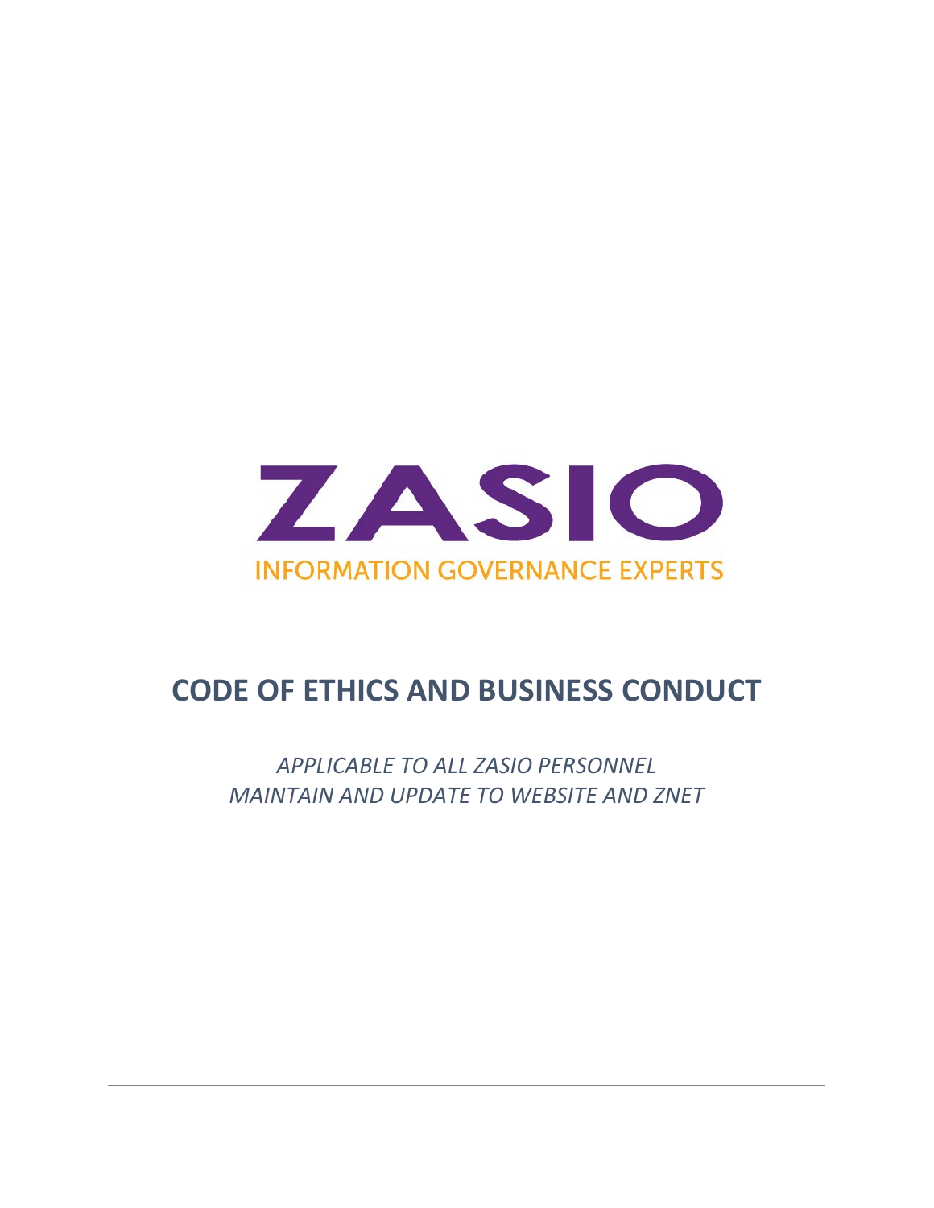ZASIO

INFORMATION GOVERNANCE EXPERTS

# CODE OF ETHICS AND BUSINESS CONDUCT

*APPLICABLE TO ALL ZASIO PERSONNEL*
*MAINTAIN AND UPDATE TO WEBSITE AND ZNET*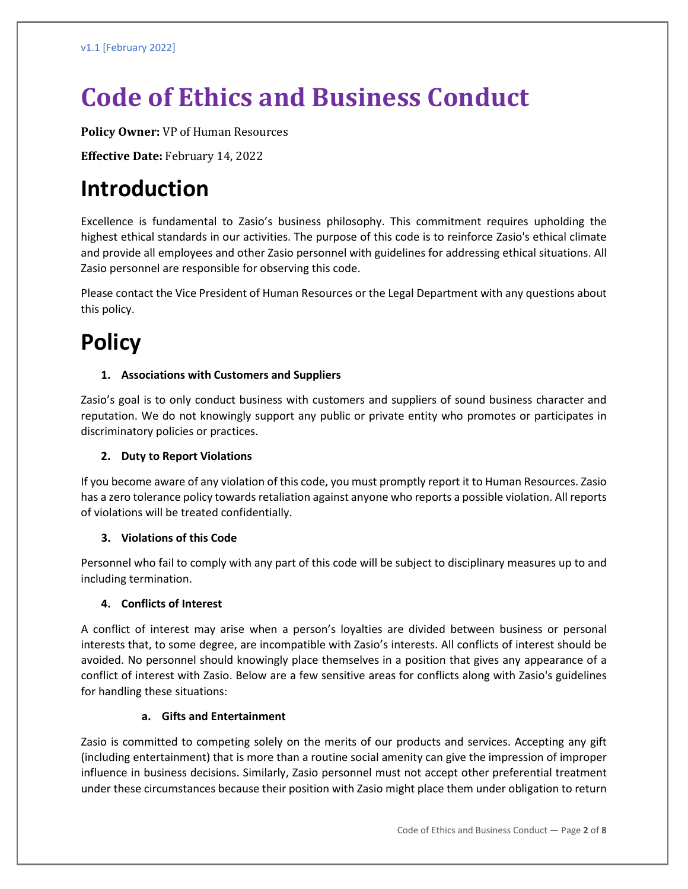v1.1 [February 2022]

# Code of Ethics and Business Conduct

**Policy Owner:** VP of Human Resources

**Effective Date:** February 14, 2022

## Introduction

Excellence is fundamental to Zasio's business philosophy. This commitment requires upholding the highest ethical standards in our activities. The purpose of this code is to reinforce Zasio's ethical climate and provide all employees and other Zasio personnel with guidelines for addressing ethical situations. All Zasio personnel are responsible for observing this code.

Please contact the Vice President of Human Resources or the Legal Department with any questions about this policy.

## Policy

### 1. Associations with Customers and Suppliers

Zasio's goal is to only conduct business with customers and suppliers of sound business character and reputation. We do not knowingly support any public or private entity who promotes or participates in discriminatory policies or practices.

### 2. Duty to Report Violations

If you become aware of any violation of this code, you must promptly report it to Human Resources. Zasio has a zero tolerance policy towards retaliation against anyone who reports a possible violation. All reports of violations will be treated confidentially.

### 3. Violations of this Code

Personnel who fail to comply with any part of this code will be subject to disciplinary measures up to and including termination.

### 4. Conflicts of Interest

A conflict of interest may arise when a person's loyalties are divided between business or personal interests that, to some degree, are incompatible with Zasio's interests. All conflicts of interest should be avoided. No personnel should knowingly place themselves in a position that gives any appearance of a conflict of interest with Zasio. Below are a few sensitive areas for conflicts along with Zasio's guidelines for handling these situations:

#### a. Gifts and Entertainment

Zasio is committed to competing solely on the merits of our products and services. Accepting any gift (including entertainment) that is more than a routine social amenity can give the impression of improper influence in business decisions. Similarly, Zasio personnel must not accept other preferential treatment under these circumstances because their position with Zasio might place them under obligation to return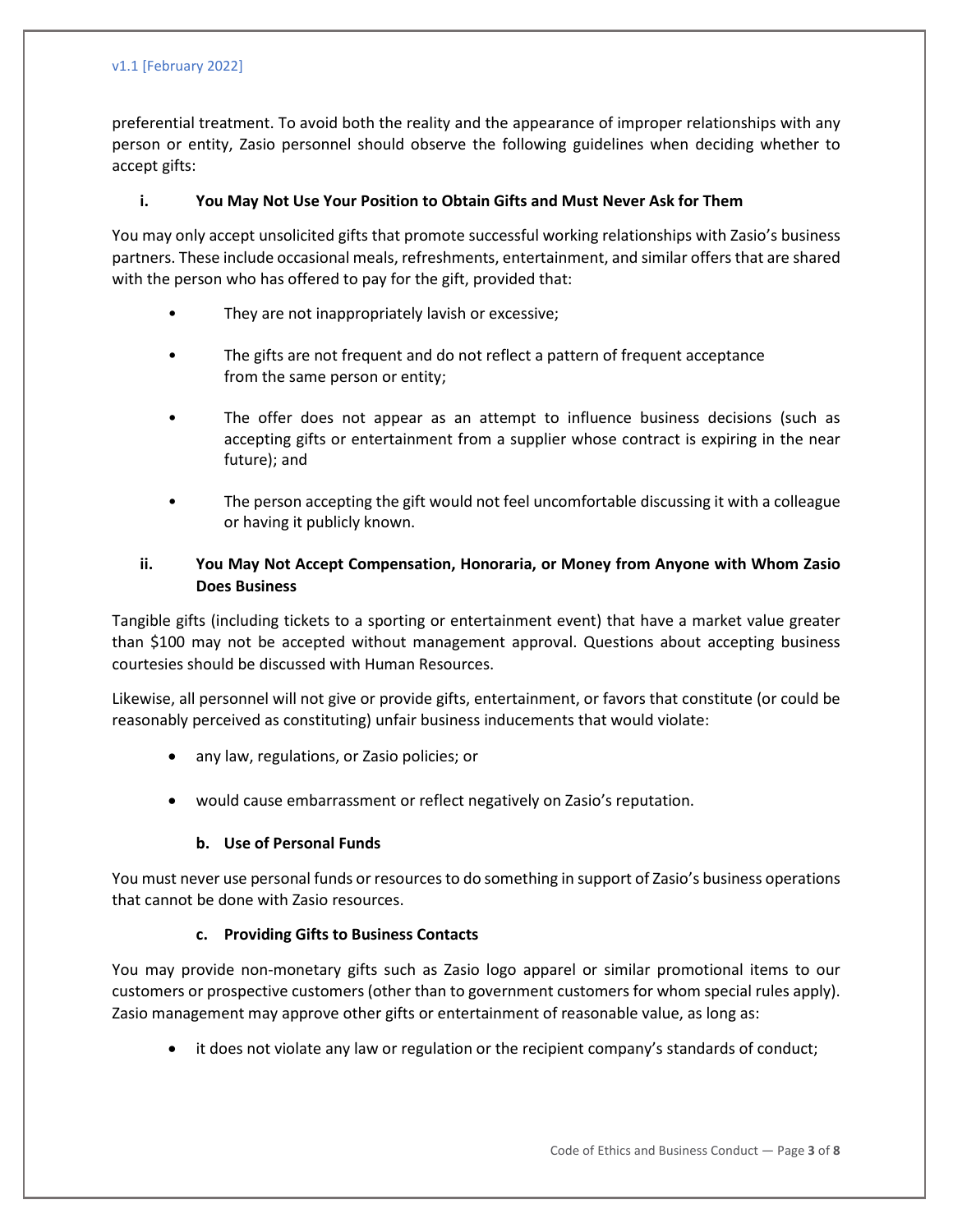preferential treatment. To avoid both the reality and the appearance of improper relationships with any person or entity, Zasio personnel should observe the following guidelines when deciding whether to accept gifts:

#### i. You May Not Use Your Position to Obtain Gifts and Must Never Ask for Them

You may only accept unsolicited gifts that promote successful working relationships with Zasio's business partners. These include occasional meals, refreshments, entertainment, and similar offers that are shared with the person who has offered to pay for the gift, provided that:

- They are not inappropriately lavish or excessive;
- The gifts are not frequent and do not reflect a pattern of frequent acceptance from the same person or entity;
- The offer does not appear as an attempt to influence business decisions (such as accepting gifts or entertainment from a supplier whose contract is expiring in the near future); and
- The person accepting the gift would not feel uncomfortable discussing it with a colleague or having it publicly known.

#### ii. You May Not Accept Compensation, Honoraria, or Money from Anyone with Whom Zasio Does Business

Tangible gifts (including tickets to a sporting or entertainment event) that have a market value greater than $100 may not be accepted without management approval. Questions about accepting business courtesies should be discussed with Human Resources.

Likewise, all personnel will not give or provide gifts, entertainment, or favors that constitute (or could be reasonably perceived as constituting) unfair business inducements that would violate:

- any law, regulations, or Zasio policies; or
- would cause embarrassment or reflect negatively on Zasio's reputation.

### b. Use of Personal Funds

You must never use personal funds or resources to do something in support of Zasio's business operations that cannot be done with Zasio resources.

### c. Providing Gifts to Business Contacts

You may provide non-monetary gifts such as Zasio logo apparel or similar promotional items to our customers or prospective customers (other than to government customers for whom special rules apply). Zasio management may approve other gifts or entertainment of reasonable value, as long as:

- it does not violate any law or regulation or the recipient company's standards of conduct;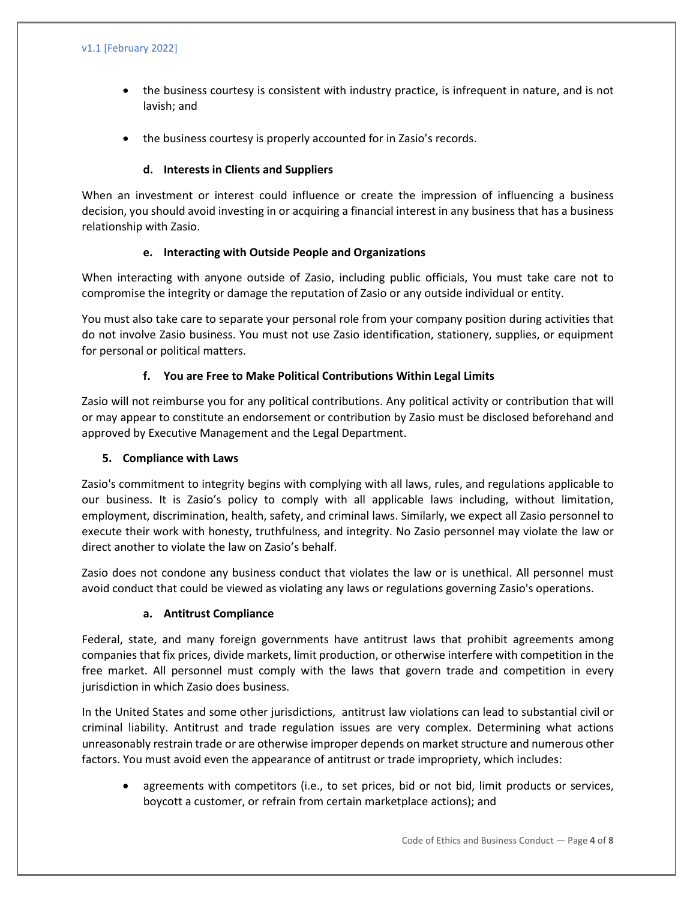- the business courtesy is consistent with industry practice, is infrequent in nature, and is not lavish; and

- the business courtesy is properly accounted for in Zasio's records.

#### d. Interests in Clients and Suppliers

When an investment or interest could influence or create the impression of influencing a business decision, you should avoid investing in or acquiring a financial interest in any business that has a business relationship with Zasio.

#### e. Interacting with Outside People and Organizations

When interacting with anyone outside of Zasio, including public officials, You must take care not to compromise the integrity or damage the reputation of Zasio or any outside individual or entity.

You must also take care to separate your personal role from your company position during activities that do not involve Zasio business. You must not use Zasio identification, stationery, supplies, or equipment for personal or political matters.

#### f. You are Free to Make Political Contributions Within Legal Limits

Zasio will not reimburse you for any political contributions. Any political activity or contribution that will or may appear to constitute an endorsement or contribution by Zasio must be disclosed beforehand and approved by Executive Management and the Legal Department.

### 5. Compliance with Laws

Zasio's commitment to integrity begins with complying with all laws, rules, and regulations applicable to our business. It is Zasio's policy to comply with all applicable laws including, without limitation, employment, discrimination, health, safety, and criminal laws. Similarly, we expect all Zasio personnel to execute their work with honesty, truthfulness, and integrity. No Zasio personnel may violate the law or direct another to violate the law on Zasio's behalf.

Zasio does not condone any business conduct that violates the law or is unethical. All personnel must avoid conduct that could be viewed as violating any laws or regulations governing Zasio's operations.

#### a. Antitrust Compliance

Federal, state, and many foreign governments have antitrust laws that prohibit agreements among companies that fix prices, divide markets, limit production, or otherwise interfere with competition in the free market. All personnel must comply with the laws that govern trade and competition in every jurisdiction in which Zasio does business.

In the United States and some other jurisdictions, antitrust law violations can lead to substantial civil or criminal liability. Antitrust and trade regulation issues are very complex. Determining what actions unreasonably restrain trade or are otherwise improper depends on market structure and numerous other factors. You must avoid even the appearance of antitrust or trade impropriety, which includes:

- agreements with competitors (i.e., to set prices, bid or not bid, limit products or services, boycott a customer, or refrain from certain marketplace actions); and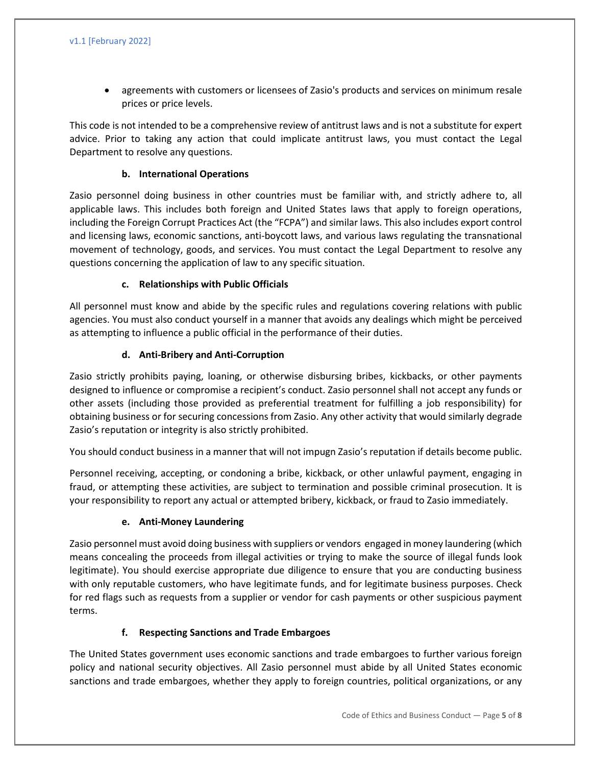- agreements with customers or licensees of Zasio's products and services on minimum resale prices or price levels.

This code is not intended to be a comprehensive review of antitrust laws and is not a substitute for expert advice. Prior to taking any action that could implicate antitrust laws, you must contact the Legal Department to resolve any questions.

### b. International Operations

Zasio personnel doing business in other countries must be familiar with, and strictly adhere to, all applicable laws. This includes both foreign and United States laws that apply to foreign operations, including the Foreign Corrupt Practices Act (the "FCPA") and similar laws. This also includes export control and licensing laws, economic sanctions, anti-boycott laws, and various laws regulating the transnational movement of technology, goods, and services. You must contact the Legal Department to resolve any questions concerning the application of law to any specific situation.

### c. Relationships with Public Officials

All personnel must know and abide by the specific rules and regulations covering relations with public agencies. You must also conduct yourself in a manner that avoids any dealings which might be perceived as attempting to influence a public official in the performance of their duties.

### d. Anti-Bribery and Anti-Corruption

Zasio strictly prohibits paying, loaning, or otherwise disbursing bribes, kickbacks, or other payments designed to influence or compromise a recipient's conduct. Zasio personnel shall not accept any funds or other assets (including those provided as preferential treatment for fulfilling a job responsibility) for obtaining business or for securing concessions from Zasio. Any other activity that would similarly degrade Zasio's reputation or integrity is also strictly prohibited.

You should conduct business in a manner that will not impugn Zasio's reputation if details become public.

Personnel receiving, accepting, or condoning a bribe, kickback, or other unlawful payment, engaging in fraud, or attempting these activities, are subject to termination and possible criminal prosecution. It is your responsibility to report any actual or attempted bribery, kickback, or fraud to Zasio immediately.

### e. Anti-Money Laundering

Zasio personnel must avoid doing business with suppliers or vendors engaged in money laundering (which means concealing the proceeds from illegal activities or trying to make the source of illegal funds look legitimate). You should exercise appropriate due diligence to ensure that you are conducting business with only reputable customers, who have legitimate funds, and for legitimate business purposes. Check for red flags such as requests from a supplier or vendor for cash payments or other suspicious payment terms.

### f. Respecting Sanctions and Trade Embargoes

The United States government uses economic sanctions and trade embargoes to further various foreign policy and national security objectives. All Zasio personnel must abide by all United States economic sanctions and trade embargoes, whether they apply to foreign countries, political organizations, or any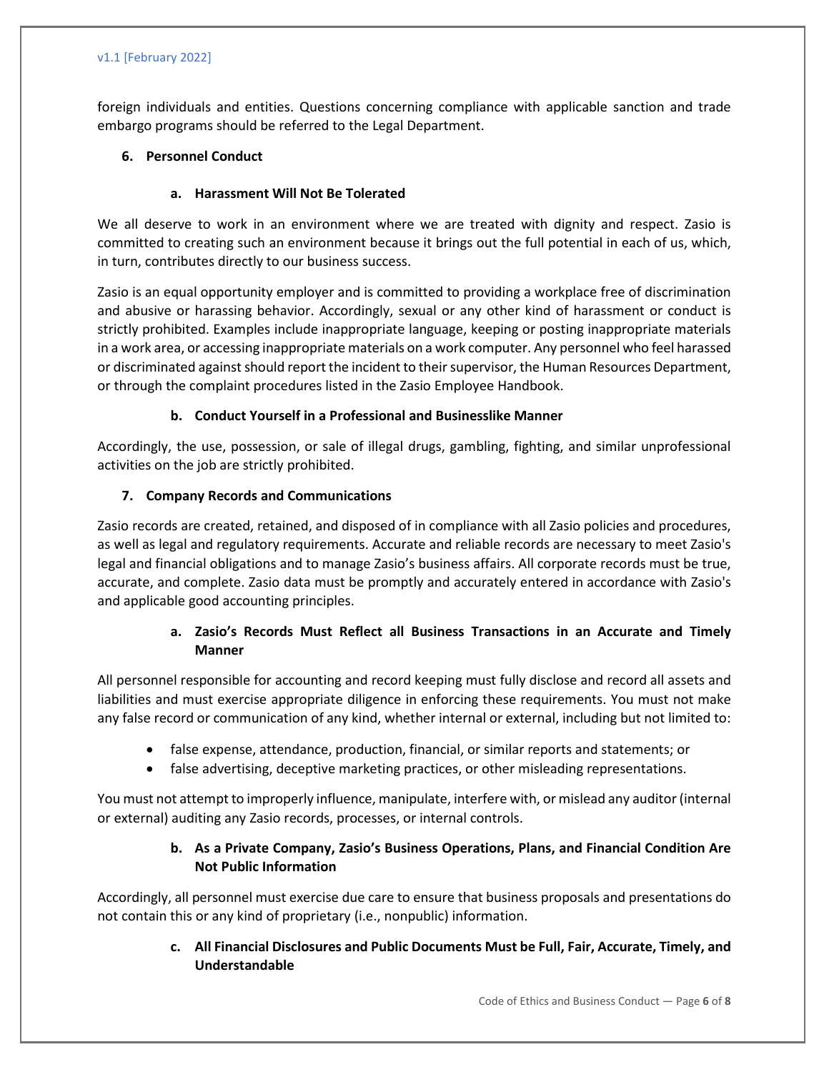foreign individuals and entities. Questions concerning compliance with applicable sanction and trade embargo programs should be referred to the Legal Department.

## 6. Personnel Conduct

### a. Harassment Will Not Be Tolerated

We all deserve to work in an environment where we are treated with dignity and respect. Zasio is committed to creating such an environment because it brings out the full potential in each of us, which, in turn, contributes directly to our business success.

Zasio is an equal opportunity employer and is committed to providing a workplace free of discrimination and abusive or harassing behavior. Accordingly, sexual or any other kind of harassment or conduct is strictly prohibited. Examples include inappropriate language, keeping or posting inappropriate materials in a work area, or accessing inappropriate materials on a work computer. Any personnel who feel harassed or discriminated against should report the incident to their supervisor, the Human Resources Department, or through the complaint procedures listed in the Zasio Employee Handbook.

### b. Conduct Yourself in a Professional and Businesslike Manner

Accordingly, the use, possession, or sale of illegal drugs, gambling, fighting, and similar unprofessional activities on the job are strictly prohibited.

## 7. Company Records and Communications

Zasio records are created, retained, and disposed of in compliance with all Zasio policies and procedures, as well as legal and regulatory requirements. Accurate and reliable records are necessary to meet Zasio's legal and financial obligations and to manage Zasio's business affairs. All corporate records must be true, accurate, and complete. Zasio data must be promptly and accurately entered in accordance with Zasio's and applicable good accounting principles.

### a. Zasio's Records Must Reflect all Business Transactions in an Accurate and Timely Manner

All personnel responsible for accounting and record keeping must fully disclose and record all assets and liabilities and must exercise appropriate diligence in enforcing these requirements. You must not make any false record or communication of any kind, whether internal or external, including but not limited to:

- false expense, attendance, production, financial, or similar reports and statements; or
- false advertising, deceptive marketing practices, or other misleading representations.

You must not attempt to improperly influence, manipulate, interfere with, or mislead any auditor (internal or external) auditing any Zasio records, processes, or internal controls.

### b. As a Private Company, Zasio's Business Operations, Plans, and Financial Condition Are Not Public Information

Accordingly, all personnel must exercise due care to ensure that business proposals and presentations do not contain this or any kind of proprietary (i.e., nonpublic) information.

### c. All Financial Disclosures and Public Documents Must be Full, Fair, Accurate, Timely, and Understandable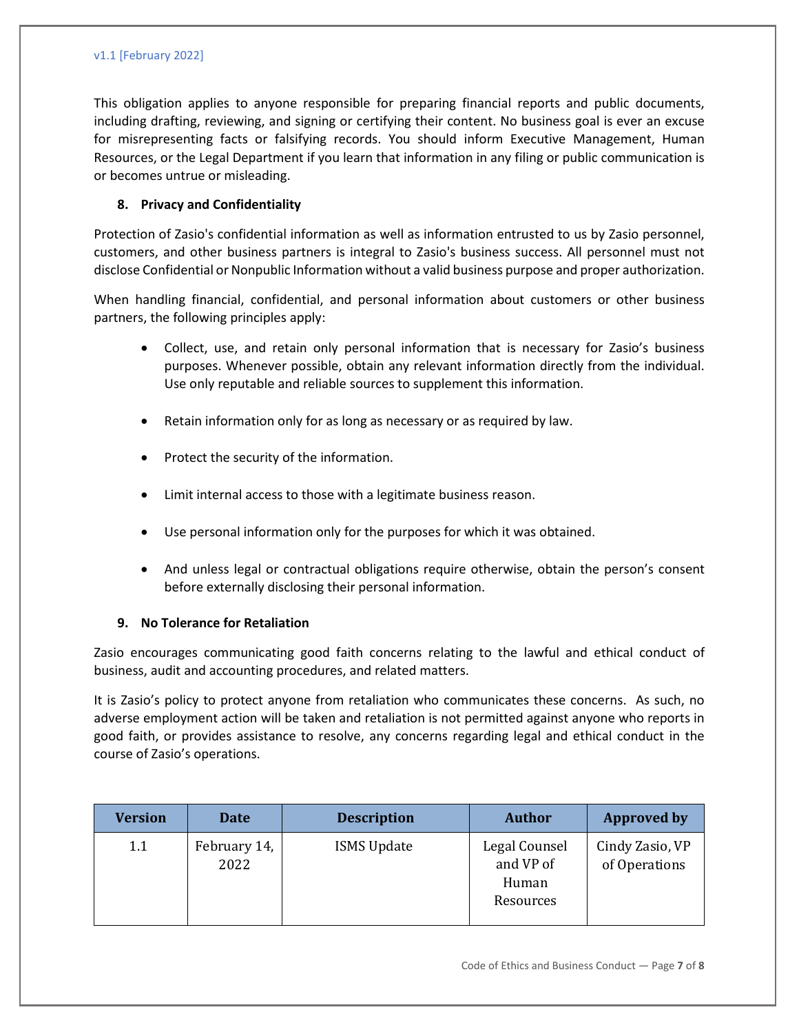This obligation applies to anyone responsible for preparing financial reports and public documents, including drafting, reviewing, and signing or certifying their content. No business goal is ever an excuse for misrepresenting facts or falsifying records. You should inform Executive Management, Human Resources, or the Legal Department if you learn that information in any filing or public communication is or becomes untrue or misleading.

### 8. Privacy and Confidentiality

Protection of Zasio's confidential information as well as information entrusted to us by Zasio personnel, customers, and other business partners is integral to Zasio's business success. All personnel must not disclose Confidential or Nonpublic Information without a valid business purpose and proper authorization.

When handling financial, confidential, and personal information about customers or other business partners, the following principles apply:

- Collect, use, and retain only personal information that is necessary for Zasio's business purposes. Whenever possible, obtain any relevant information directly from the individual. Use only reputable and reliable sources to supplement this information.
- Retain information only for as long as necessary or as required by law.
- Protect the security of the information.
- Limit internal access to those with a legitimate business reason.
- Use personal information only for the purposes for which it was obtained.
- And unless legal or contractual obligations require otherwise, obtain the person's consent before externally disclosing their personal information.

### 9. No Tolerance for Retaliation

Zasio encourages communicating good faith concerns relating to the lawful and ethical conduct of business, audit and accounting procedures, and related matters.

It is Zasio's policy to protect anyone from retaliation who communicates these concerns. As such, no adverse employment action will be taken and retaliation is not permitted against anyone who reports in good faith, or provides assistance to resolve, any concerns regarding legal and ethical conduct in the course of Zasio's operations.

| Version | Date | Description | Author | Approved by |
|---|---|---|---|---|
| 1.1 | February 14, 2022 | ISMS Update | Legal Counsel and VP of Human Resources | Cindy Zasio, VP of Operations |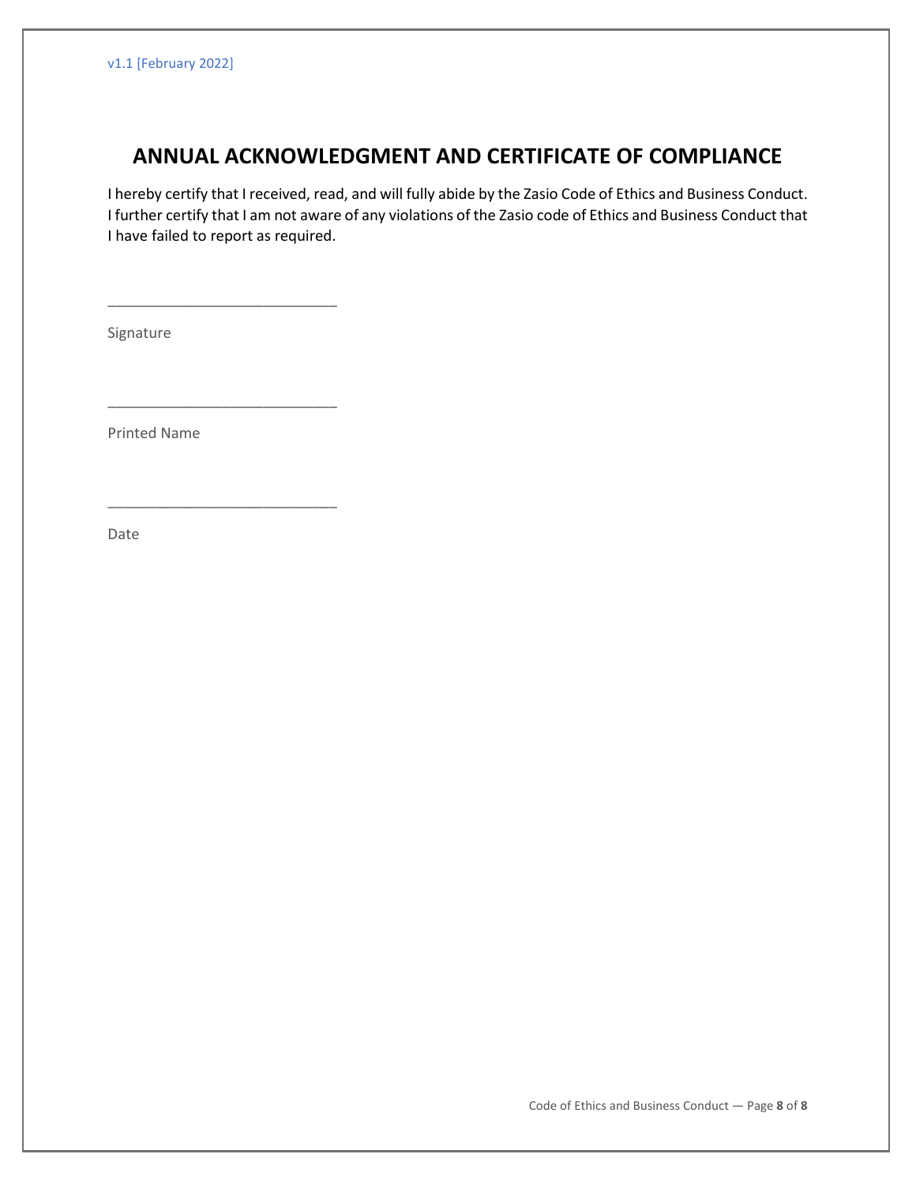v1.1 [February 2022]

# ANNUAL ACKNOWLEDGMENT AND CERTIFICATE OF COMPLIANCE

I hereby certify that I received, read, and will fully abide by the Zasio Code of Ethics and Business Conduct. I further certify that I am not aware of any violations of the Zasio code of Ethics and Business Conduct that I have failed to report as required.

___________________________

Signature

___________________________

Printed Name

___________________________

Date